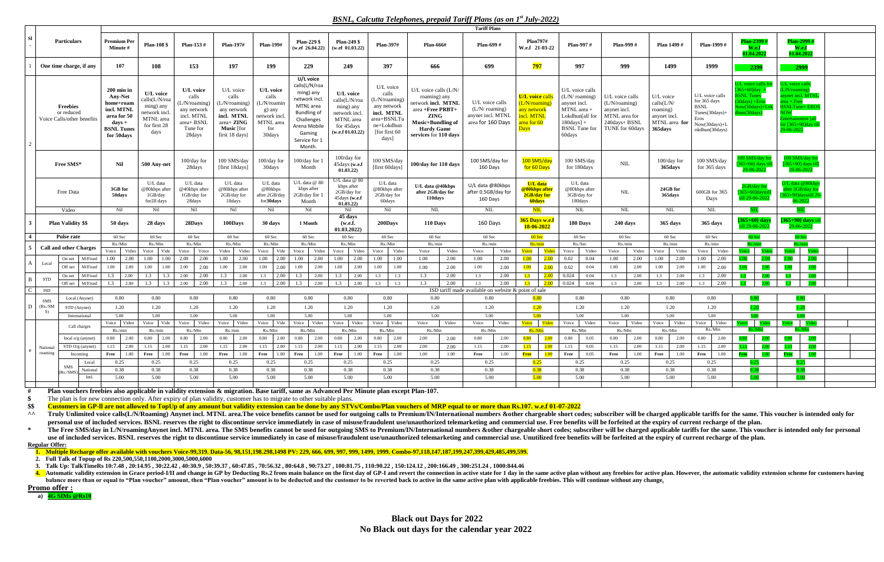## *BSNL, Calcutta Telephones, prepaid Tariff Plans (as on 1st July-2022)*

**Tariff Plans**

| Sl. | Particulars | | Premium Per Minute # | Plan-108 $ | Plan-153 # | Plan-197# | Plan-199# | Plan-229 $ (w.ef 26.04.22) | Plan-249 $ (w.ef 01.03.22) | Plan-397# | Plan-666# | Plan-699 # | Plan797# W.e.f 21-03-22 | Plan-997 # | Plan-999 # | Plan 1499 # | Plan-1999 # | Plan-2399 # W.e.f 01.04.2022 | Plan-2999 # W.e.f 01.04.2022 |
|---|---|---|---|---|---|---|---|---|---|---|---|---|---|---|---|---|---|---|---|
| 1 | One time charge, if any | | 107 | 108 | 153 | 197 | 199 | 229 | 249 | 397 | 666 | 699 | 797 | 997 | 999 | 1499 | 1999 | 2399 | 2999 |
| 2 | Freebies or reduced Voice Calls/other benefits | | 200 min in Any-Net home+roam incl. MTNL area for 50 days + BSNL Tunes for 50days | U/L voice calls(L/N/roaming) any network incl. MTNL area for first 28 days | U/L voice calls (L/N/roaming) any network incl. MTNL area+ BSNL Tune for 28days | U/L voice calls (L/N/roaming) any network incl. MTNL area+ ZING Music [for first 18 days] | U/L voice calls (L/N/roaming) any network incl. MTNL area for 30days | U/L voice calls(L/N/roaming) any network incl. MTNL area Bundling of Challenges Arena Mobile Gaming Service for 1 Month. | U/L voice calls(L/N/roaming) any network incl. MTNL area for 45days (w.e.f 01.03.22) | U/L voice calls (L/N/roaming) any network incl. MTNL area+BSNLTune+Lokdhun [for first 60 days] | U/L voice calls (L/N/ roaming) any network incl. MTNL area +Free PRBT+ ZING Music+Bundling of Hardy Game services for 110 days | U/L voice calls (L/N/ roaming) anynet incl. MTNL area for 160 Days | U/L voice calls (L/N/roaming) any network incl. MTNL area for 60 Days | U/L voice calls (L/N/ roaming) anynet incl. MTNL area + Lokdhun[all for 180days] + BSNL Tune for 60days | U/L voice calls (L/N/roaming) anynet incl. MTNL area for 240days+ BSNL TUNE for 60days | U/L voice calls(L/N/ roaming) anynet incl. MTNL area for 365days | U/L voice calls for 365 days BSNL Tunes(30days)+ Eros Now(30days)+Lokdhun(30days) | U/L voice calls for [365+60]day + BSNL Tunes (30days) +Eros Now(30days)+Lokdhun(30days) | U/L voice calls (L/N/roaming) anynet incl. MTNL area + Free BSNLTune+ EROS NOW Entertainment [all for [365+90]day till 29-06-2022 |
| | Free SMS* | | Nil | 500 Any-net | 100/day for 28days | 100 SMS/day [first 18days] | 100/day for 30days | 100/day for 1 Month | 100/day for 45days (w.e.f 01.03.22) | 100 SMS/day [first 60days] | 100/day for 110 days | 100 SMS/day for 160 Days | 100 SMS/day for 60 Days | 100 SMS/day for 180days | NIL | 100/day for 365days | 100 SMS/day for 365 days | 100 SMS/day for [365+60] days till 29-06-2022 | 100 SMS/day for [365+90] days till 29-06-2022 |
| | Free Data | | 3GB for 50days | U/L data @80kbps after 1GB/day for28 days | U/L data @40kbps after 1GB/day for 28days | U/L data @80kbps after 2GB/day for 18days | U/L data @80kbps after 2GB/day for30days | U/L data @ 80 kbps after 2GB/day for 1 Month | U/L data @ 80 kbps after 2GB/day for 45days (w.e.f 01.03.22) | U/L data @80kbps after 2GB/day for 60days | U/L data @40kbps after 2GB/day for 110days | U/L data @80kbps after 0.5GB/day for 160 Days | U/L data @80kbps after 2GB/day for 60days | U/L data @80kbps after 3GB/day for 180days | NIL | 24GB for 365days | 600GB for 365 Days | 2GB/day for [365+60]daystill till 29-06-2022 | U/L data @80kbps after 3GB/day for [365+90]daystill 29-06-2022 |
| | Video | | Nil | Nil | Nil | Nil | Nil | Nil | Nil | Nil | NIL | NIL | NIL | NIL | NIL | NIL | NIL | NIL | NIL |
| 3 | Plan Validity $$ | | 50 days | 28 days | 28Days | 100Days | 30 days | 1 Month | 45 days (w.e.f. 01.03.2022) | 200Days | 110 Days | 160 Days | 365 Days w.e.f 18-06-2022 | 180 Days | 240 days | 365 days | 365 days | [365+60] days till 29-06-2022 | [365+90] days till 29-06-2022 |
| 4 | Pulse rate | | 60 Sec | 60 Sec | 60 Sec | 60 Sec | 60 Sec | 60 Sec | 60 Sec | 60 Sec | 60 Sec | 60 Sec | 60 Sec | 60 Sec | 60 Sec | 60 Sec | 60 Sec | 60 Sec | 60 Sec |
| 5 | Call and other Charges | | Rs./Min | Rs./Min | Rs./Min | Rs./Min | Rs./Min | Rs./Min | Rs./Min | Rs./Min | Rs./min | Rs./min | Rs./min | Rs./Sec | Rs./min | Rs./min | Rs./min | Rs./min | Rs./min |
| | | | Voice / Video | Voice / Vide | Voice / Voice | Video / Video | Voice / Vide | Voice / Video | Voice / Video | Voice / Video | Voice / Video | Voice / Video | Voice / Video | Voice / Video | Voice / Video | Voice / Video | Voice / Video | Voice / Video | Voice / Video |
| A | Local | On net M/Fixed | 1.00 / 2.00 | 1.00 / 1.00 | 2.00 / 2.00 | 1.00 / 2.00 | 1.00 / 2.00 | 1.00 / 2.00 | 1.00 / 2.00 | 1.00 / 1.00 | 1.00 / 2.00 | 1.00 / 2.00 | 1.00 / 2.00 | 0.02 / 0.04 | 1.00 / 2.00 | 1.00 / 2.00 | 1.00 / 2.00 | 1.00 / 2.00 | 1.00 / 2.00 |
| | | Off net M/Fixed | 1.00 / 2.00 | 1.00 / 1.00 | 2.00 / 2.00 | 1.00 / 2.00 | 1.00 / 2.00 | 1.00 / 2.00 | 1.00 / 2.00 | 1.00 / 1.00 | 1.00 / 2.00 | 1.00 / 2.00 | 1.00 / 2.00 | 0.02 / 0.04 | 1.00 / 2.00 | 1.00 / 2.00 | 1.00 / 2.00 | 1.00 / 2.00 | 1.00 / 2.00 |
| B | STD | On net M/Fixed | 1.3 / 2.00 | 1.3 / 1.3 | 2.00 / 2.00 | 1.3 / 2.00 | 1.3 / 2.00 | 1.3 / 2.00 | 1.3 / 2.00 | 1.3 / 1.3 | 1.3 / 2.00 | 1.3 / 2.00 | 1.3 / 2.00 | 0.024 / 0.04 | 1.3 / 2.00 | 1.3 / 2.00 | 1.3 / 2.00 | 1.3 / 2.00 | 1.3 / 2.00 |
| | | Off net M/Fixed | 1.3 / 2.00 | 1.3 / 1.3 | 2.00 / 2.00 | 1.3 / 2.00 | 1.3 / 2.00 | 1.3 / 2.00 | 1.3 / 2.00 | 1.3 / 1.3 | 1.3 / 2.00 | 1.3 / 2.00 | 1.3 / 2.00 | 0.024 / 0.04 | 1.3 / 2.00 | 1.3 / 2.00 | 1.3 / 2.00 | 1.3 / 2.00 | 1.3 / 2.00 |
| C | ISD | | ISD tariff made available on website & point of sale | | | | | | | | | | | | | | | | |
| D | SMS (Rs./SMS) | Local (Anynet) | 0.80 | 0.80 | 0.80 | 0.80 | 0.80 | 0.80 | 0.80 | 0.80 | 0.80 | 0.80 | 0.80 | 0.80 | 0.80 | 0.80 | 0.80 | 0.80 | 0.80 |
| | | STD (Anynet) | 1.20 | 1.20 | 1.20 | 1.20 | 1.20 | 1.20 | 1.20 | 1.20 | 1.20 | 1.20 | 1.20 | 1.20 | 1.20 | 1.20 | 1.20 | 1.20 | 1.20 |
| | | International | 5.00 | 5.00 | 5.00 | 5.00 | 5.00 | 5.00 | 5.00 | 5.00 | 5.00 | 5.00 | 5.00 | 5.00 | 5.00 | 5.00 | 5.00 | 5.00 | 5.00 |
| e | National roaming | Call charges | Voice / Video (Rs./min) | Voice / Vide (Rs./min) | Voice / Video (Rs./Min) | Voice / Video (Rs./min) | Voice / Vide (Rs./Min) | Voice / Video (Rs./Min) | Voice / Video (Rs./Min) | Voice / Video (Rs./Min) | Voice / Video (Rs./Min) | Voice / Video (Rs./Min) | Voice / Video (Rs./Min) | Voice / Video (Rs./Min) | Voice / Video (Rs./Min) | Voice / Video (Rs./Min) | Voice / Video (Rs./Min) | Voice / Video (Rs./Min) | Voice / Video (Rs./Min) |
| | | local o/g (anynet) | 0.80 / 2.00 | 0.80 / 2.00 | 0.80 / 2.00 | 0.80 / 2.00 | 0.80 / 2.00 | 0.80 / 2.00 | 0.80 / 2.00 | 0.80 / 2.00 | 2.00 / 2.00 | 0.80 / 2.00 | 0.80 / 2.00 | 0.80 / 0.05 | 0.80 / 2.00 | 0.80 / 2.00 | 0.80 / 2.00 | 0.80 / 2.00 | 0.80 / 2.00 |
| | | STD O/g (anynet) | 1.15 / 2.00 | 1.15 / 2.00 | 1.15 / 2.00 | 1.15 / 2.00 | 1.15 / 2.00 | 1.15 / 2.00 | 1.15 / 2.00 | 1.15 / 2.00 | 2.00 / 2.00 | 1.15 / 2.00 | 1.15 / 2.00 | 1.15 / 0.05 | 1.15 / 2.00 | 1.15 / 2.00 | 1.15 / 2.00 | 1.15 / 2.00 | 1.15 / 2.00 |
| | | Incoming | Free / 1.00 | Free / 1.00 | Free / 1.00 | Free / 1.00 | Free / 1.00 | Free / 1.00 | Free / 1.00 | Free / 1.00 | 1.00 / 1.00 | Free / 1.00 | Free / 1.00 | Free / 0.05 | Free / 1.00 | Free / 1.00 | Free / 1.00 | Free / 1.00 | Free / 1.00 |
| | | SMS (Rs./SMS) Local | 0.25 | 0.25 | 0.25 | 0.25 | 0.25 | 0.25 | 0.25 | 0.25 | 0.25 | 0.25 | 0.25 | 0.25 | 0.25 | 0.25 | 0.25 | 0.25 | 0.25 |
| | | SMS (Rs./SMS) National | 0.38 | 0.38 | 0.38 | 0.38 | 0.38 | 0.38 | 0.38 | 0.38 | 0.38 | 0.38 | 0.38 | 0.38 | 0.38 | 0.38 | 0.38 | 0.38 | 0.38 |
| | | SMS (Rs./SMS) Intl. | 5.00 | 5.00 | 5.00 | 5.00 | 5.00 | 5.00 | 5.00 | 5.00 | 5.00 | 5.00 | 5.00 | 5.00 | 5.00 | 5.00 | 5.00 | 5.00 | 5.00 |

**#** **Plan vouchers freebies also applicable in validity extension & migration. Base tariff, same as Advanced Per Minute plan except Plan-107.**

**$** The plan is for new connection only. After expiry of plan validity, customer has to migrate to other suitable plans.

**$$** **Customers in GP-ll are not allowed to TopUp of any amount but validity extension can be done by any STVs/Combo/Plan vouchers of MRP equal to or more than Rs.107. w.e.f 01-07-2022**

**^^** **Truly Unlimited voice calls(L/N/Roaming) Anynet incl. MTNL area.The voice benefits cannot be used for outgoing calls to Premium/IN/International numbers &other chargeable short codes; subscriber will be charged applicable tariffs for the same. This voucher is intended only for personal use of included services. BSNL reserves the right to discontinue service immediately in case of misuse/fraudulent use/unauthorized telemarketing and commercial use. Free benefits will be forfeited at the expiry of current recharge of the plan.**

**\*** **The Free SMS/day in L/N/roamingAnynet incl. MTNL area. The SMS benefits cannot be used for outgoing SMS to Premium/IN/International numbers &other chargeable short codes; subscriber will be charged applicable tariffs for the same. This voucher is intended only for personal use of included services. BSNL reserves the right to discontinue service immediately in case of misuse/fraudulent use/unauthorized telemarketing and commercial use. Unutilized free benefits will be forfeited at the expiry of current recharge of the plan.**

**Regular Offer:**

1. **Multiple Recharge offer available with vouchers Voice-99,319. Data-56, 98,151,198.298,1498 PV: 229, 666, 699, 997, 999, 1499, 1999. Combo-97,118,147,187,199,247,399,429,485,499,599.**
2. **Full Talk of Topup of Rs 220,550,1100,2000,3000,5000,6000**
3. **Talk Up: TalkTimeRs 10:7.48 , 20:14.95 , 30:22.42 , 40:30.9 , 50:39.37 , 60:47.85 , 70:56.32 , 80:64.8 , 90:73.27 , 100:81.75 , 110:90.22 , 150:124.12 , 200:166.49 , 300:251.24 , 1000:844.46**
4. **Automatic validity extension in Grace period-I/II and change in GP by Deducting Rs.2 from main balance on the first day of GP-I and revert the connection in active state for 1 day in the same active plan without any freebies for active plan. However, the automatic validity extension scheme for customers having balance more than or equal to "Plan voucher" amount, then "Plan voucher" amount is to be deducted and the customer to be reverted back to active in the same active plan with applicable freebies. This will continue without any change.**

**Promo offer :**

a) **4G SIMs @Rs10**

**Black out Days for 2022**

**No Black out days for the calendar year 2022**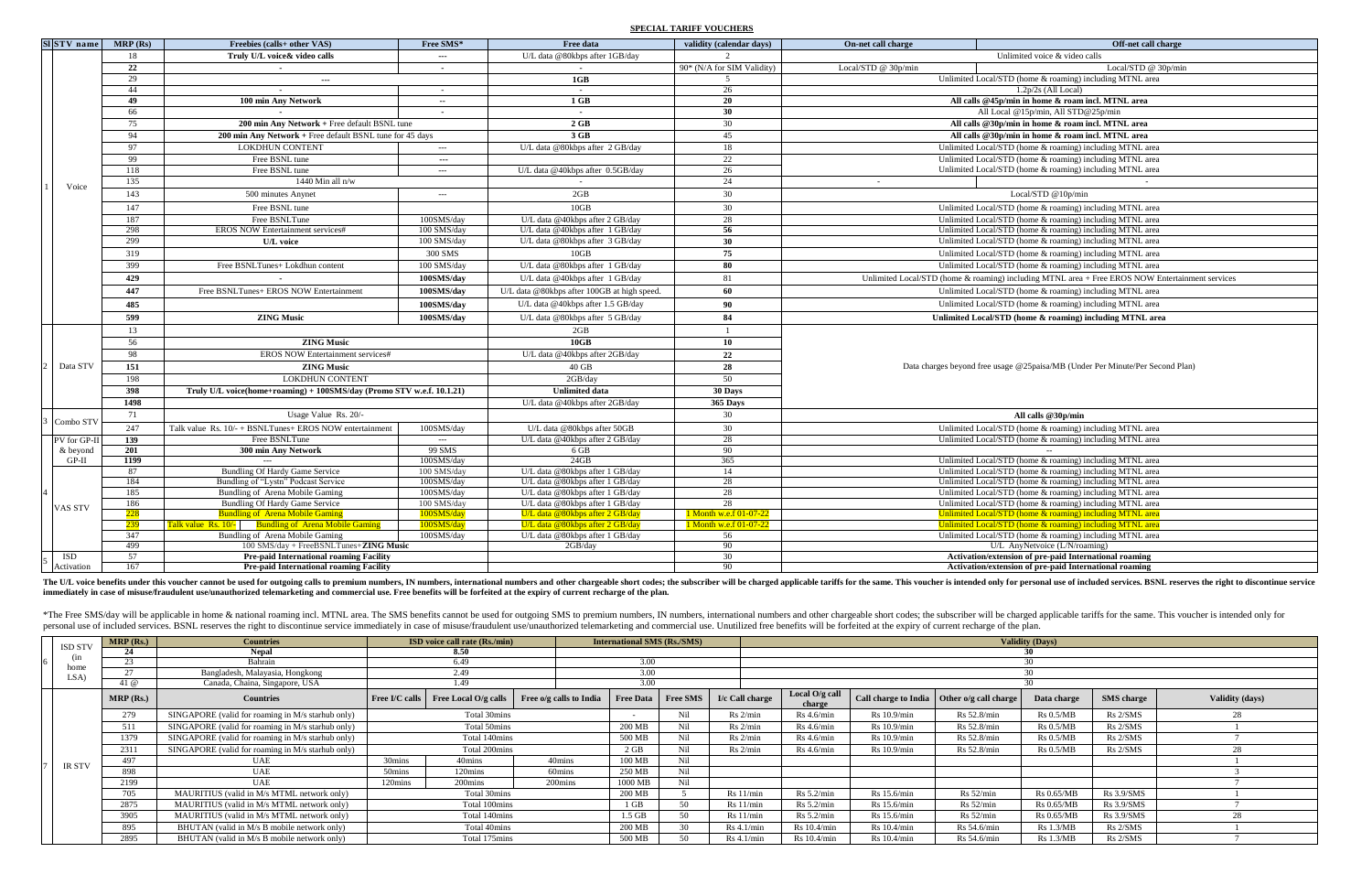## SPECIAL TARIFF VOUCHERS

| Sl | STV name | MRP (Rs) | Freebies (calls+ other VAS) | Free SMS* | Free data | validity (calendar days) | On-net call charge | Off-net call charge |
|---|---|---|---|---|---|---|---|---|
| 1 | Voice | 18 | Truly U/L voice& video calls | --- | U/L data @80kbps after 1GB/day | 2 | Unlimited voice & video calls | |
| | | 22 | - | - | - | 90* (N/A for SIM Validity) | Local/STD @ 30p/min | Local/STD @ 30p/min |
| | | 29 | --- | | 1GB | 5 | Unlimited Local/STD (home & roaming) including MTNL area | |
| | | 44 | - | - | - | 26 | 1.2p/2s (All Local) | |
| | | 49 | 100 min Any Network | -- | 1 GB | 20 | All calls @45p/min in home & roam incl. MTNL area | |
| | | 66 | - | - | - | 30 | All Local @15p/min, All STD@25p/min | |
| | | 75 | 200 min Any Network + Free default BSNL tune | | 2 GB | 30 | All calls @30p/min in home & roam incl. MTNL area | |
| | | 94 | 200 min Any Network + Free default BSNL tune for 45 days | | 3 GB | 45 | All calls @30p/min in home & roam incl. MTNL area | |
| | | 97 | LOKDHUN CONTENT | --- | U/L data @80kbps after 2 GB/day | 18 | Unlimited Local/STD (home & roaming) including MTNL area | |
| | | 99 | Free BSNL tune | --- | | 22 | Unlimited Local/STD (home & roaming) including MTNL area | |
| | | 118 | Free BSNL tune | --- | U/L data @40kbps after 0.5GB/day | 26 | Unlimited Local/STD (home & roaming) including MTNL area | |
| | | 135 | 1440 Min all n/w | | - | 24 | - | - |
| | | 143 | 500 minutes Anynet | --- | 2GB | 30 | Local/STD @10p/min | |
| | | 147 | Free BSNL tune | | 10GB | 30 | Unlimited Local/STD (home & roaming) including MTNL area | |
| | | 187 | Free BSNLTune | 100SMS/day | U/L data @40kbps after 2 GB/day | 28 | Unlimited Local/STD (home & roaming) including MTNL area | |
| | | 298 | EROS NOW Entertainment services# | 100 SMS/day | U/L data @40kbps after 1 GB/day | 56 | Unlimited Local/STD (home & roaming) including MTNL area | |
| | | 299 | U/L voice | 100 SMS/day | U/L data @80kbps after 3 GB/day | 30 | Unlimited Local/STD (home & roaming) including MTNL area | |
| | | 319 | | 300 SMS | 10GB | 75 | Unlimited Local/STD (home & roaming) including MTNL area | |
| | | 399 | Free BSNLTunes+ Lokdhun content | 100 SMS/day | U/L data @80kbps after 1 GB/day | 80 | Unlimited Local/STD (home & roaming) including MTNL area | |
| | | 429 | - | 100SMS/day | U/L data @40kbps after 1 GB/day | 81 | Unlimited Local/STD (home & roaming) including MTNL area + Free EROS NOW Entertainment services | |
| | | 447 | Free BSNLTunes+ EROS NOW Entertainment | 100SMS/day | U/L data @80kbps after 100GB at high speed. | 60 | Unlimited Local/STD (home & roaming) including MTNL area | |
| | | 485 | | 100SMS/day | U/L data @40kbps after 1.5 GB/day | 90 | Unlimited Local/STD (home & roaming) including MTNL area | |
| | | 599 | ZING Music | 100SMS/day | U/L data @80kbps after 5 GB/day | 84 | Unlimited Local/STD (home & roaming) including MTNL area | |
| 2 | Data STV | 13 | | | 2GB | 1 | Data charges beyond free usage @25paisa/MB (Under Per Minute/Per Second Plan) | |
| | | 56 | ZING Music | | 10GB | 10 | | |
| | | 98 | EROS NOW Entertainment services# | | U/L data @40kbps after 2GB/day | 22 | | |
| | | 151 | ZING Music | | 40 GB | 28 | | |
| | | 198 | LOKDHUN CONTENT | | 2GB/day | 50 | | |
| | | 398 | Truly U/L voice(home+roaming) + 100SMS/day (Promo STV w.e.f. 10.1.21) | | Unlimited data | 30 Days | | |
| | | 1498 | | | U/L data @40kbps after 2GB/day | 365 Days | | |
| 3 | Combo STV | 71 | Usage Value Rs. 20/- | | | 30 | All calls @30p/min | |
| | | 247 | Talk value Rs. 10/- + BSNLTunes+ EROS NOW entertainment | 100SMS/day | U/L data @80kbps after 50GB | 30 | Unlimited Local/STD (home & roaming) including MTNL area | |
| | PV for GP-II & beyond | 139 | Free BSNLTune | --- | U/L data @40kbps after 2 GB/day | 28 | Unlimited Local/STD (home & roaming) including MTNL area | |
| | | 201 | 300 min Any Network | 99 SMS | 6 GB | 90 | -- | |
| | GP-II | 1199 | --- | 100SMS/day | 24GB | 365 | Unlimited Local/STD (home & roaming) including MTNL area | |
| 4 | VAS STV | 87 | Bundling Of Hardy Game Service | 100 SMS/day | U/L data @80kbps after 1 GB/day | 14 | Unlimited Local/STD (home & roaming) including MTNL area | |
| | | 184 | Bundling of "Lystn" Podcast Service | 100SMS/day | U/L data @80kbps after 1 GB/day | 28 | Unlimited Local/STD (home & roaming) including MTNL area | |
| | | 185 | Bundling of Arena Mobile Gaming | 100SMS/day | U/L data @80kbps after 1 GB/day | 28 | Unlimited Local/STD (home & roaming) including MTNL area | |
| | | 186 | Bundling Of Hardy Game Service | 100 SMS/day | U/L data @80kbps after 1 GB/day | 28 | Unlimited Local/STD (home & roaming) including MTNL area | |
| | | 228 | Bundling of Arena Mobile Gaming | 100SMS/day | U/L data @80kbps after 2 GB/day | 1 Month w.e.f 01-07-22 | Unlimited Local/STD (home & roaming) including MTNL area | |
| | | 239 | Talk value Rs. 10/- Bundling of Arena Mobile Gaming | 100SMS/day | U/L data @80kbps after 2 GB/day | 1 Month w.e.f 01-07-22 | Unlimited Local/STD (home & roaming) including MTNL area | |
| | | 347 | Bundling of Arena Mobile Gaming | 100SMS/day | U/L data @80kbps after 1 GB/day | 56 | Unlimited Local/STD (home & roaming) including MTNL area | |
| | | 499 | 100 SMS/day + FreeBSNLTunes+ZING Music | | 2GB/day | 90 | U/L AnyNetvoice (L/N/roaming) | |
| 5 | ISD Activation | 57 | Pre-paid International roaming Facility | | | 30 | Activation/extension of pre-paid International roaming | |
| | | 167 | Pre-paid International roaming Facility | | | 90 | Activation/extension of pre-paid International roaming | |

**The U/L voice benefits under this voucher cannot be used for outgoing calls to premium numbers, IN numbers, international numbers and other chargeable short codes; the subscriber will be charged applicable tariffs for the same. This voucher is intended only for personal use of included services. BSNL reserves the right to discontinue service immediately in case of misuse/fraudulent use/unauthorized telemarketing and commercial use. Free benefits will be forfeited at the expiry of current recharge of the plan.**

*The Free SMS/day will be applicable in home & national roaming incl. MTNL area. The SMS benefits cannot be used for outgoing SMS to premium numbers, IN numbers, international numbers and other chargeable short codes; the subscriber will be charged applicable tariffs for the same. This voucher is intended only for personal use of included services. BSNL reserves the right to discontinue service immediately in case of misuse/fraudulent use/unauthorized telemarketing and commercial use. Unutilized free benefits will be forfeited at the expiry of current recharge of the plan.

| Sl | ISD STV (in home LSA) | MRP (Rs.) | Countries | ISD voice call rate (Rs./min) | International SMS (Rs./SMS) | Validity (Days) |
|---|---|---|---|---|---|---|
| 6 | | 24 | Nepal | 8.50 | | 30 |
| | | 23 | Bahrain | 6.49 | 3.00 | 30 |
| | | 27 | Bangladesh, Malaysia, Hongkong | 2.49 | 3.00 | 30 |
| | | 41 @ | Canada, Chaina, Singapore, USA | 1.49 | 3.00 | 30 |

| Sl | IR STV | MRP (Rs.) | Countries | Free I/C calls | Free Local O/g calls | Free o/g calls to India | Free Data | Free SMS | I/c Call charge | Local O/g call charge | Call charge to India | Other o/g call charge | Data charge | SMS charge | Validity (days) |
|---|---|---|---|---|---|---|---|---|---|---|---|---|---|---|---|
| 7 | IR STV | 279 | SINGAPORE (valid for roaming in M/s starhub only) | Total 30mins | | | - | Nil | Rs 2/min | Rs 4.6/min | Rs 10.9/min | Rs 52.8/min | Rs 0.5/MB | Rs 2/SMS | 28 |
| | | 511 | SINGAPORE (valid for roaming in M/s starhub only) | Total 50mins | | | 200 MB | Nil | Rs 2/min | Rs 4.6/min | Rs 10.9/min | Rs 52.8/min | Rs 0.5/MB | Rs 2/SMS | 1 |
| | | 1379 | SINGAPORE (valid for roaming in M/s starhub only) | Total 140mins | | | 500 MB | Nil | Rs 2/min | Rs 4.6/min | Rs 10.9/min | Rs 52.8/min | Rs 0.5/MB | Rs 2/SMS | 7 |
| | | 2311 | SINGAPORE (valid for roaming in M/s starhub only) | Total 200mins | | | 2 GB | Nil | Rs 2/min | Rs 4.6/min | Rs 10.9/min | Rs 52.8/min | Rs 0.5/MB | Rs 2/SMS | 28 |
| | | 497 | UAE | 30mins | 40mins | 40mins | 100 MB | Nil | | | | | | | 1 |
| | | 898 | UAE | 50mins | 120mins | 60mins | 250 MB | Nil | | | | | | | 3 |
| | | 2199 | UAE | 120mins | 200mins | 200mins | 1000 MB | Nil | | | | | | | 7 |
| | | 705 | MAURITIUS (valid in M/s MTML network only) | Total 30mins | | | 200 MB | 5 | Rs 11/min | Rs 5.2/min | Rs 15.6/min | Rs 52/min | Rs 0.65/MB | Rs 3.9/SMS | 1 |
| | | 2875 | MAURITIUS (valid in M/s MTML network only) | Total 100mins | | | 1 GB | 50 | Rs 11/min | Rs 5.2/min | Rs 15.6/min | Rs 52/min | Rs 0.65/MB | Rs 3.9/SMS | 7 |
| | | 3905 | MAURITIUS (valid in M/s MTML network only) | Total 140mins | | | 1.5 GB | 50 | Rs 11/min | Rs 5.2/min | Rs 15.6/min | Rs 52/min | Rs 0.65/MB | Rs 3.9/SMS | 28 |
| | | 895 | BHUTAN (valid in M/s B mobile network only) | Total 40mins | | | 200 MB | 30 | Rs 4.1/min | Rs 10.4/min | Rs 10.4/min | Rs 54.6/min | Rs 1.3/MB | Rs 2/SMS | 1 |
| | | 2895 | BHUTAN (valid in M/s B mobile network only) | Total 175mins | | | 500 MB | 50 | Rs 4.1/min | Rs 10.4/min | Rs 10.4/min | Rs 54.6/min | Rs 1.3/MB | Rs 2/SMS | 7 |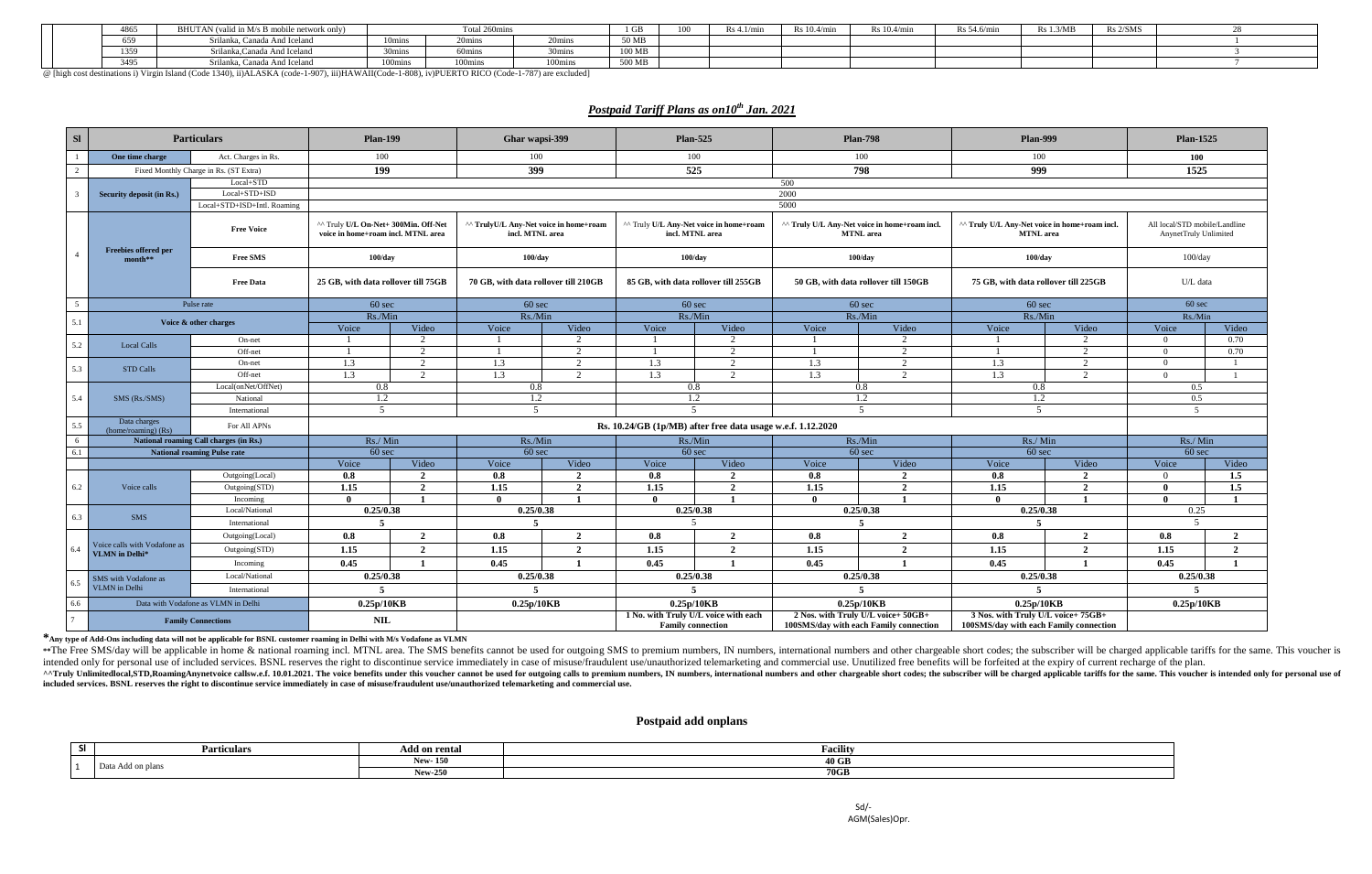| | | | | | | | | | | | | | |
|---|---|---|---|---|---|---|---|---|---|---|---|---|---|
| 4865 | BHUTAN (valid in M/s B mobile network only) | Total 260mins | | | 1 GB | 100 | Rs 4.1/min | Rs 10.4/min | Rs 10.4/min | Rs 54.6/min | Rs 1.3/MB | Rs 2/SMS | 28 |
| 659 | Srilanka, Canada And Iceland | 10mins | 20mins | 20mins | 50 MB | | | | | | | | 1 |
| 1359 | Srilanka,Canada And Iceland | 30mins | 60mins | 30mins | 100 MB | | | | | | | | 3 |
| 3495 | Srilanka, Canada And Iceland | 100mins | 100mins | 100mins | 500 MB | | | | | | | | 7 |

@ [high cost destinations i) Virgin Island (Code 1340), ii)ALASKA (code-1-907), iii)HAWAII(Code-1-808), iv)PUERTO RICO (Code-1-787) are excluded]

## *Postpaid Tariff Plans as on10th Jan. 2021*

| Sl | Particulars | | Plan-199 | | Ghar wapsi-399 | | Plan-525 | | Plan-798 | | Plan-999 | | Plan-1525 | |
|---|---|---|---|---|---|---|---|---|---|---|---|---|---|---|
| 1 | One time charge | Act. Charges in Rs. | 100 | | 100 | | 100 | | 100 | | 100 | | 100 | |
| 2 | Fixed Monthly Charge in Rs. (ST Extra) | | 199 | | 399 | | 525 | | 798 | | 999 | | 1525 | |
| 3 | Security deposit (in Rs.) | Local+STD | 500 | | | | | | | | | | | |
| | | Local+STD+ISD | 2000 | | | | | | | | | | | |
| | | Local+STD+ISD+Intl. Roaming | 5000 | | | | | | | | | | | |
| 4 | Freebies offered per month** | Free Voice | ^^ Truly U/L On-Net+ 300Min. Off-Net voice in home+roam incl. MTNL area | | ^^ TrulyU/L Any-Net voice in home+roam incl. MTNL area | | ^^ Truly U/L Any-Net voice in home+roam incl. MTNL area | | ^^ Truly U/L Any-Net voice in home+roam incl. MTNL area | | ^^ Truly U/L Any-Net voice in home+roam incl. MTNL area | | All local/STD mobile/Landline AnynetTruly Unlimited | |
| | | Free SMS | 100/day | | 100/day | | 100/day | | 100/day | | 100/day | | 100/day | |
| | | Free Data | 25 GB, with data rollover till 75GB | | 70 GB, with data rollover till 210GB | | 85 GB, with data rollover till 255GB | | 50 GB, with data rollover till 150GB | | 75 GB, with data rollover till 225GB | | U/L data | |
| 5 | Pulse rate | | 60 sec | | 60 sec | | 60 sec | | 60 sec | | 60 sec | | 60 sec | |
| 5.1 | Voice & other charges | | Rs./Min | | Rs./Min | | Rs./Min | | Rs./Min | | Rs./Min | | Rs./Min | |
| | | | Voice | Video | Voice | Video | Voice | Video | Voice | Video | Voice | Video | Voice | Video |
| 5.2 | Local Calls | On-net | 1 | 2 | 1 | 2 | 1 | 2 | 1 | 2 | 1 | 2 | 0 | 0.70 |
| | | Off-net | 1 | 2 | 1 | 2 | 1 | 2 | 1 | 2 | 1 | 2 | 0 | 0.70 |
| 5.3 | STD Calls | On-net | 1.3 | 2 | 1.3 | 2 | 1.3 | 2 | 1.3 | 2 | 1.3 | 2 | 0 | 1 |
| | | Off-net | 1.3 | 2 | 1.3 | 2 | 1.3 | 2 | 1.3 | 2 | 1.3 | 2 | 0 | 1 |
| 5.4 | SMS (Rs./SMS) | Local(onNet/OffNet) | 0.8 | | 0.8 | | 0.8 | | 0.8 | | 0.8 | | 0.5 | |
| | | National | 1.2 | | 1.2 | | 1.2 | | 1.2 | | 1.2 | | 0.5 | |
| | | International | 5 | | 5 | | 5 | | 5 | | 5 | | 5 | |
| 5.5 | Data charges (home/roaming) (Rs) | For All APNs | Rs. 10.24/GB (1p/MB) after free data usage w.e.f. 1.12.2020 | | | | | | | | | | | |
| 6 | National roaming Call charges (in Rs.) | | Rs./ Min | | Rs./Min | | Rs./Min | | Rs./Min | | Rs./ Min | | Rs./ Min | |
| 6.1 | National roaming Pulse rate | | 60 sec | | 60 sec | | 60 sec | | 60 sec | | 60 sec | | 60 sec | |
| | | | Voice | Video | Voice | Video | Voice | Video | Voice | Video | Voice | Video | Voice | Video |
| 6.2 | Voice calls | Outgoing(Local) | 0.8 | 2 | 0.8 | 2 | 0.8 | 2 | 0.8 | 2 | 0.8 | 2 | 0 | 1.5 |
| | | Outgoing(STD) | 1.15 | 2 | 1.15 | 2 | 1.15 | 2 | 1.15 | 2 | 1.15 | 2 | 0 | 1.5 |
| | | Incoming | 0 | 1 | 0 | 1 | 0 | 1 | 0 | 1 | 0 | 1 | 0 | 1 |
| 6.3 | SMS | Local/National | 0.25/0.38 | | 0.25/0.38 | | 0.25/0.38 | | 0.25/0.38 | | 0.25/0.38 | | 0.25 | |
| | | International | 5 | | 5 | | 5 | | 5 | | 5 | | 5 | |
| 6.4 | Voice calls with Vodafone as VLMN in Delhi* | Outgoing(Local) | 0.8 | 2 | 0.8 | 2 | 0.8 | 2 | 0.8 | 2 | 0.8 | 2 | 0.8 | 2 |
| | | Outgoing(STD) | 1.15 | 2 | 1.15 | 2 | 1.15 | 2 | 1.15 | 2 | 1.15 | 2 | 1.15 | 2 |
| | | Incoming | 0.45 | 1 | 0.45 | 1 | 0.45 | 1 | 0.45 | 1 | 0.45 | 1 | 0.45 | 1 |
| 6.5 | SMS with Vodafone as VLMN in Delhi | Local/National | 0.25/0.38 | | 0.25/0.38 | | 0.25/0.38 | | 0.25/0.38 | | 0.25/0.38 | | 0.25/0.38 | |
| | | International | 5 | | 5 | | 5 | | 5 | | 5 | | 5 | |
| 6.6 | Data with Vodafone as VLMN in Delhi | | 0.25p/10KB | | 0.25p/10KB | | 0.25p/10KB | | 0.25p/10KB | | 0.25p/10KB | | 0.25p/10KB | |
| 7 | Family Connections | | NIL | | | | 1 No. with Truly U/L voice with each Family connection | | 2 Nos. with Truly U/L voice+ 50GB+ 100SMS/day with each Family connection | | 3 Nos. with Truly U/L voice+ 75GB+ 100SMS/day with each Family connection | | | |

***Any type of Add-Ons including data will not be applicable for BSNL customer roaming in Delhi with M/s Vodafone as VLMN**

**The Free SMS/day will be applicable in home & national roaming incl. MTNL area. The SMS benefits cannot be used for outgoing SMS to premium numbers, IN numbers, international numbers and other chargeable short codes; the subscriber will be charged applicable tariffs for the same. This voucher is intended only for personal use of included services. BSNL reserves the right to discontinue service immediately in case of misuse/fraudulent use/unauthorized telemarketing and commercial use. Unutilized free benefits will be forfeited at the expiry of current recharge of the plan.

**^^Truly Unlimitedlocal,STD,RoamingAnynetvoice callsw.e.f. 10.01.2021. The voice benefits under this voucher cannot be used for outgoing calls to premium numbers, IN numbers, international numbers and other chargeable short codes; the subscriber will be charged applicable tariffs for the same. This voucher is intended only for personal use of included services. BSNL reserves the right to discontinue service immediately in case of misuse/fraudulent use/unauthorized telemarketing and commercial use.**

## Postpaid add onplans

| Sl | Particulars | Add on rental | Facility |
|---|---|---|---|
| 1 | Data Add on plans | New- 150 | 40 GB |
| | | New-250 | 70GB |

Sd/-
AGM(Sales)Opr.